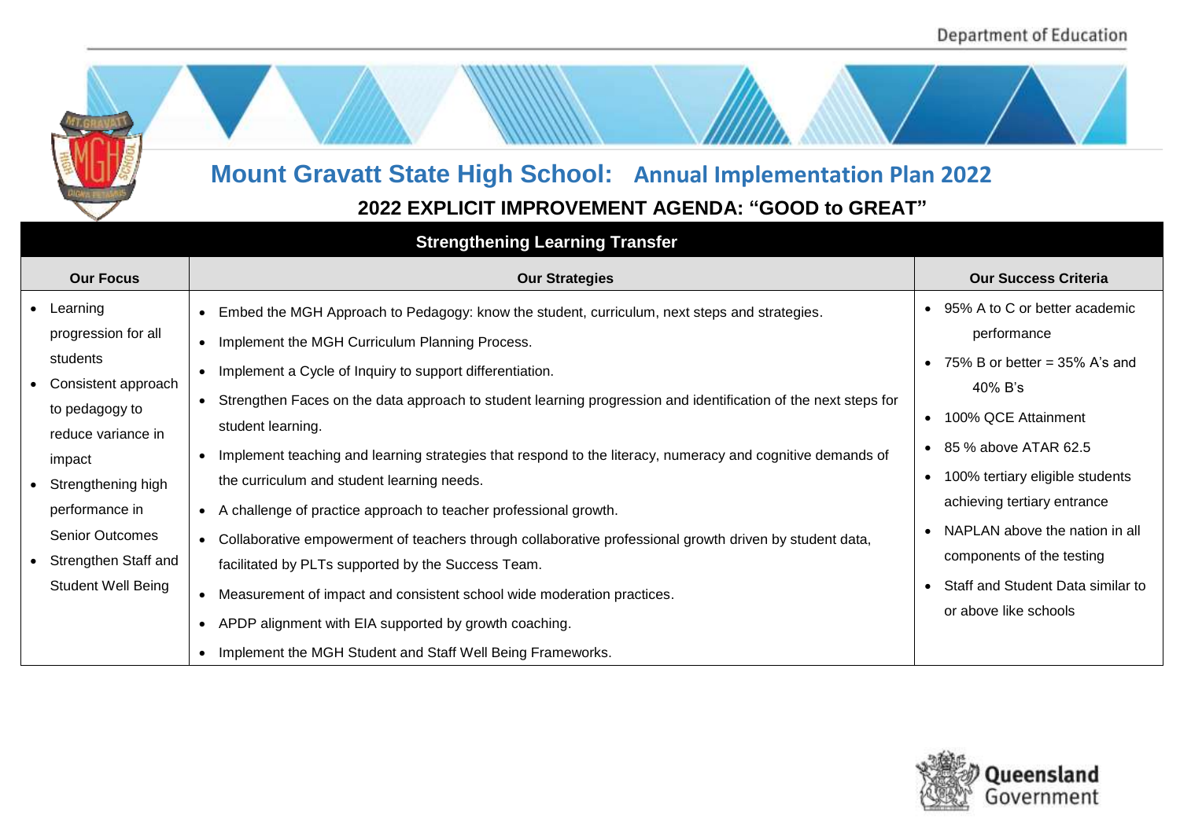# Mount Gravatt State High School: Annual Implementation Plan 2022

## 2022 EXPLICIT IMPROVEMENT AGENDA: "GOOD to GREAT"

| Strengthening Learning Transfer | | |
|---|---|---|
| **Our Focus** | **Our Strategies** | **Our Success Criteria** |
| • Learning progression for all students<br>• Consistent approach to pedagogy to reduce variance in impact<br>• Strengthening high performance in Senior Outcomes<br>• Strengthen Staff and Student Well Being | • Embed the MGH Approach to Pedagogy: know the student, curriculum, next steps and strategies.<br>• Implement the MGH Curriculum Planning Process.<br>• Implement a Cycle of Inquiry to support differentiation.<br>• Strengthen Faces on the data approach to student learning progression and identification of the next steps for student learning.<br>• Implement teaching and learning strategies that respond to the literacy, numeracy and cognitive demands of the curriculum and student learning needs.<br>• A challenge of practice approach to teacher professional growth.<br>• Collaborative empowerment of teachers through collaborative professional growth driven by student data, facilitated by PLTs supported by the Success Team.<br>• Measurement of impact and consistent school wide moderation practices.<br>• APDP alignment with EIA supported by growth coaching.<br>• Implement the MGH Student and Staff Well Being Frameworks. | • 95% A to C or better academic performance<br>• 75% B or better = 35% A's and 40% B's<br>• 100% QCE Attainment<br>• 85 % above ATAR 62.5<br>• 100% tertiary eligible students achieving tertiary entrance<br>• NAPLAN above the nation in all components of the testing<br>• Staff and Student Data similar to or above like schools |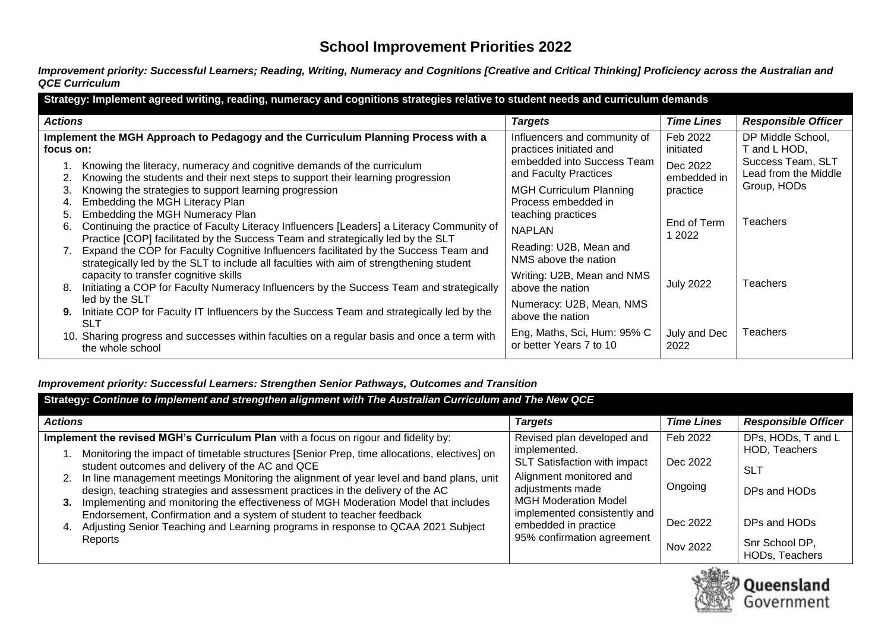# School Improvement Priorities 2022

***Improvement priority: Successful Learners; Reading, Writing, Numeracy and Cognitions [Creative and Critical Thinking] Proficiency across the Australian and QCE Curriculum***

| **Strategy: Implement agreed writing, reading, numeracy and cognitions strategies relative to student needs and curriculum demands** | | | |
|---|---|---|---|
| ***Actions*** | ***Targets*** | ***Time Lines*** | ***Responsible Officer*** |
| **Implement the MGH Approach to Pedagogy and the Curriculum Planning Process with a focus on:**<br>1. Knowing the literacy, numeracy and cognitive demands of the curriculum<br>2. Knowing the students and their next steps to support their learning progression<br>3. Knowing the strategies to support learning progression<br>4. Embedding the MGH Literacy Plan<br>5. Embedding the MGH Numeracy Plan<br>6. Continuing the practice of Faculty Literacy Influencers [Leaders] a Literacy Community of Practice [COP] facilitated by the Success Team and strategically led by the SLT<br>7. Expand the COP for Faculty Cognitive Influencers facilitated by the Success Team and strategically led by the SLT to include all faculties with aim of strengthening student capacity to transfer cognitive skills<br>8. Initiating a COP for Faculty Numeracy Influencers by the Success Team and strategically led by the SLT<br>**9.** Initiate COP for Faculty IT Influencers by the Success Team and strategically led by the SLT<br>10. Sharing progress and successes within faculties on a regular basis and once a term with the whole school | Influencers and community of practices initiated and embedded into Success Team and Faculty Practices<br>MGH Curriculum Planning Process embedded in teaching practices<br>NAPLAN<br>Reading: U2B, Mean and NMS above the nation<br>Writing: U2B, Mean and NMS above the nation<br>Numeracy: U2B, Mean, NMS above the nation<br>Eng, Maths, Sci, Hum: 95% C or better Years 7 to 10 | Feb 2022 initiated<br>Dec 2022 embedded in practice<br>End of Term 1 2022<br>July 2022<br>July and Dec 2022 | DP Middle School, T and L HOD, Success Team, SLT Lead from the Middle Group, HODs<br>Teachers<br>Teachers<br>Teachers |

***Improvement priority: Successful Learners: Strengthen Senior Pathways, Outcomes and Transition***

| **Strategy: *Continue to implement and strengthen alignment with The Australian Curriculum and The New QCE*** | | | |
|---|---|---|---|
| ***Actions*** | ***Targets*** | ***Time Lines*** | ***Responsible Officer*** |
| **Implement the revised MGH's Curriculum Plan** with a focus on rigour and fidelity by:<br>1. Monitoring the impact of timetable structures [Senior Prep, time allocations, electives] on student outcomes and delivery of the AC and QCE<br>2. In line management meetings Monitoring the alignment of year level and band plans, unit design, teaching strategies and assessment practices in the delivery of the AC<br>**3.** Implementing and monitoring the effectiveness of MGH Moderation Model that includes Endorsement, Confirmation and a system of student to teacher feedback<br>4. Adjusting Senior Teaching and Learning programs in response to QCAA 2021 Subject Reports | Revised plan developed and implemented.<br>SLT Satisfaction with impact<br>Alignment monitored and adjustments made<br>MGH Moderation Model implemented consistently and embedded in practice<br>95% confirmation agreement | Feb 2022<br>Dec 2022<br>Ongoing<br>Dec 2022<br>Nov 2022 | DPs, HODs, T and L HOD, Teachers<br>SLT<br>DPs and HODs<br>DPs and HODs<br>Snr School DP, HODs, Teachers |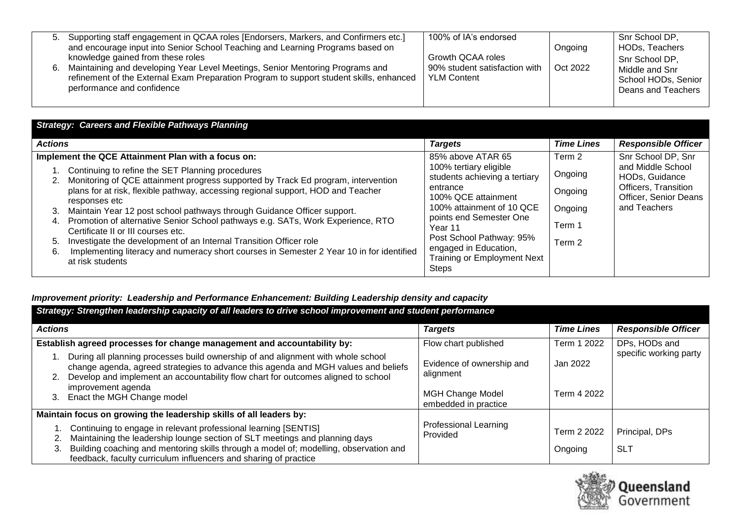| Actions | Targets | Time Lines | Responsible Officer |
|---|---|---|---|
| 5. Supporting staff engagement in QCAA roles [Endorsers, Markers, and Confirmers etc.] and encourage input into Senior School Teaching and Learning Programs based on knowledge gained from these roles<br>6. Maintaining and developing Year Level Meetings, Senior Mentoring Programs and refinement of the External Exam Preparation Program to support student skills, enhanced performance and confidence | 100% of IA's endorsed<br>Growth QCAA roles<br>90% student satisfaction with YLM Content | Ongoing<br>Oct 2022 | Snr School DP, HODs, Teachers<br>Snr School DP, Middle and Snr School HODs, Senior Deans and Teachers |

***Strategy: Careers and Flexible Pathways Planning***

| *Actions* | *Targets* | *Time Lines* | *Responsible Officer* |
|---|---|---|---|
| **Implement the QCE Attainment Plan with a focus on:**<br>1. Continuing to refine the SET Planning procedures<br>2. Monitoring of QCE attainment progress supported by Track Ed program, intervention plans for at risk, flexible pathway, accessing regional support, HOD and Teacher responses etc<br>3. Maintain Year 12 post school pathways through Guidance Officer support.<br>4. Promotion of alternative Senior School pathways e.g. SATs, Work Experience, RTO Certificate II or III courses etc.<br>5. Investigate the development of an Internal Transition Officer role<br>6. Implementing literacy and numeracy short courses in Semester 2 Year 10 in for identified at risk students | 85% above ATAR 65<br>100% tertiary eligible students achieving a tertiary entrance<br>100% QCE attainment<br>100% attainment of 10 QCE points end Semester One Year 11<br>Post School Pathway: 95% engaged in Education, Training or Employment Next Steps | Term 2<br>Ongoing<br>Ongoing<br>Ongoing<br>Term 1<br>Term 2 | Snr School DP, Snr and Middle School HODs, Guidance Officers, Transition Officer, Senior Deans and Teachers |

### *Improvement priority: Leadership and Performance Enhancement: Building Leadership density and capacity*

***Strategy: Strengthen leadership capacity of all leaders to drive school improvement and student performance***

| *Actions* | *Targets* | *Time Lines* | *Responsible Officer* |
|---|---|---|---|
| **Establish agreed processes for change management and accountability by:**<br>1. During all planning processes build ownership of and alignment with whole school change agenda, agreed strategies to advance this agenda and MGH values and beliefs<br>2. Develop and implement an accountability flow chart for outcomes aligned to school improvement agenda<br>3. Enact the MGH Change model | Flow chart published<br>Evidence of ownership and alignment<br>MGH Change Model embedded in practice | Term 1 2022<br>Jan 2022<br>Term 4 2022 | DPs, HODs and specific working party |
| **Maintain focus on growing the leadership skills of all leaders by:**<br>1. Continuing to engage in relevant professional learning [SENTIS]<br>2. Maintaining the leadership lounge section of SLT meetings and planning days<br>3. Building coaching and mentoring skills through a model of; modelling, observation and feedback, faculty curriculum influencers and sharing of practice | Professional Learning Provided | Term 2 2022<br>Ongoing | Principal, DPs<br>SLT |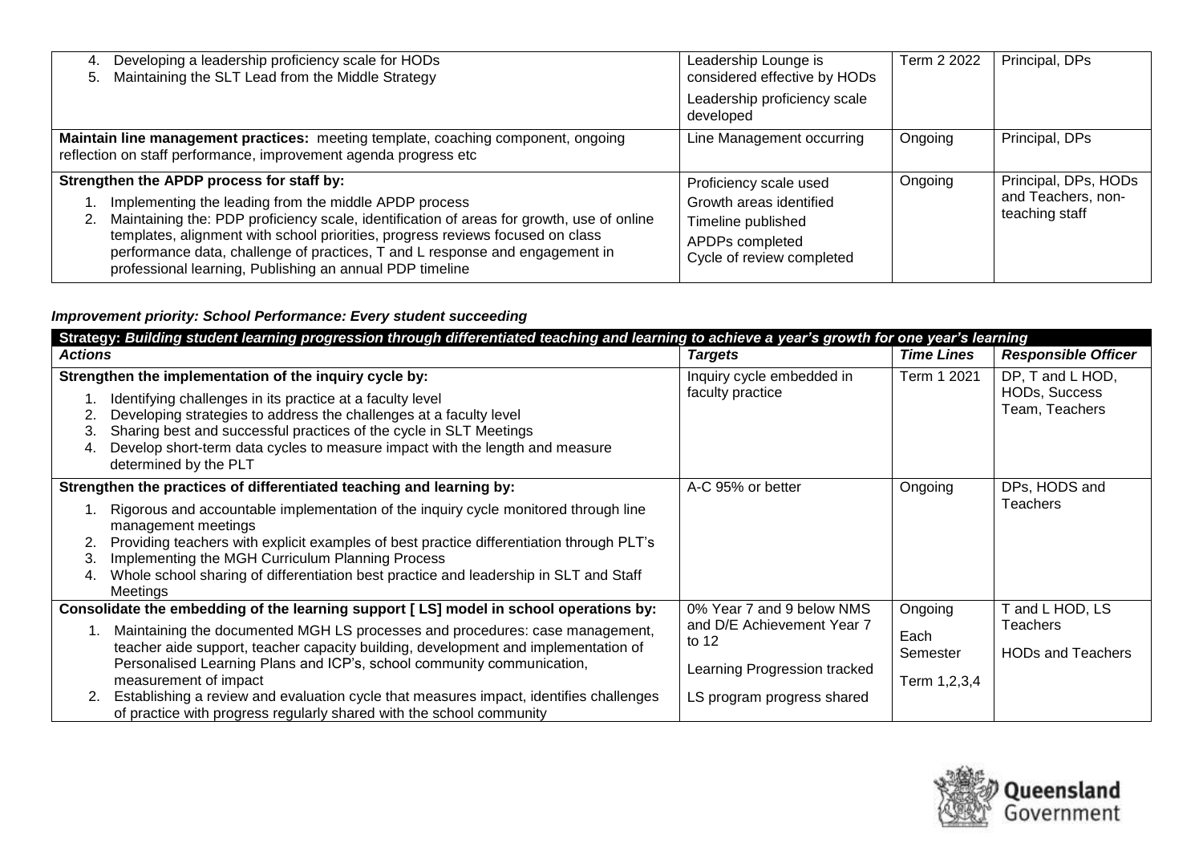| | | | |
|---|---|---|---|
| 4. Developing a leadership proficiency scale for HODs<br>5. Maintaining the SLT Lead from the Middle Strategy | Leadership Lounge is considered effective by HODs<br><br>Leadership proficiency scale developed | Term 2 2022 | Principal, DPs |
| **Maintain line management practices:** meeting template, coaching component, ongoing reflection on staff performance, improvement agenda progress etc | Line Management occurring | Ongoing | Principal, DPs |
| **Strengthen the APDP process for staff by:**<br>1. Implementing the leading from the middle APDP process<br>2. Maintaining the: PDP proficiency scale, identification of areas for growth, use of online templates, alignment with school priorities, progress reviews focused on class performance data, challenge of practices, T and L response and engagement in professional learning, Publishing an annual PDP timeline | Proficiency scale used<br>Growth areas identified<br>Timeline published<br>APDPs completed<br>Cycle of review completed | Ongoing | Principal, DPs, HODs and Teachers, non-teaching staff |

***Improvement priority: School Performance: Every student succeeding***

| **Strategy: *Building student learning progression through differentiated teaching and learning to achieve a year's growth for one year's learning*** | | | |
|---|---|---|---|
| ***Actions*** | ***Targets*** | ***Time Lines*** | ***Responsible Officer*** |
| **Strengthen the implementation of the inquiry cycle by:**<br>1. Identifying challenges in its practice at a faculty level<br>2. Developing strategies to address the challenges at a faculty level<br>3. Sharing best and successful practices of the cycle in SLT Meetings<br>4. Develop short-term data cycles to measure impact with the length and measure determined by the PLT | Inquiry cycle embedded in faculty practice | Term 1 2021 | DP, T and L HOD, HODs, Success Team, Teachers |
| **Strengthen the practices of differentiated teaching and learning by:**<br>1. Rigorous and accountable implementation of the inquiry cycle monitored through line management meetings<br>2. Providing teachers with explicit examples of best practice differentiation through PLT's<br>3. Implementing the MGH Curriculum Planning Process<br>4. Whole school sharing of differentiation best practice and leadership in SLT and Staff Meetings | A-C 95% or better | Ongoing | DPs, HODS and Teachers |
| **Consolidate the embedding of the learning support [ LS] model in school operations by:**<br>1. Maintaining the documented MGH LS processes and procedures: case management, teacher aide support, teacher capacity building, development and implementation of Personalised Learning Plans and ICP's, school community communication, measurement of impact<br>2. Establishing a review and evaluation cycle that measures impact, identifies challenges of practice with progress regularly shared with the school community | 0% Year 7 and 9 below NMS and D/E Achievement Year 7 to 12<br><br>Learning Progression tracked<br><br>LS program progress shared | Ongoing<br><br>Each Semester<br><br>Term 1,2,3,4 | T and L HOD, LS Teachers<br><br>HODs and Teachers |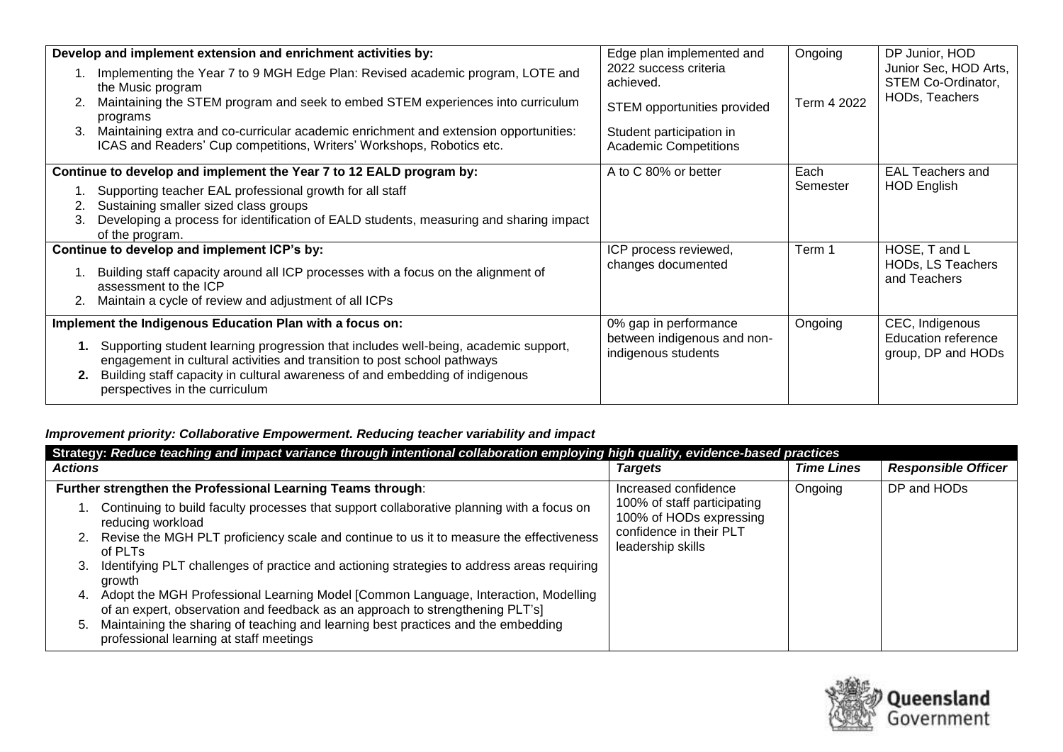| Develop and implement extension and enrichment activities by: 1. Implementing the Year 7 to 9 MGH Edge Plan: Revised academic program, LOTE and the Music program 2. Maintaining the STEM program and seek to embed STEM experiences into curriculum programs 3. Maintaining extra and co-curricular academic enrichment and extension opportunities: ICAS and Readers' Cup competitions, Writers' Workshops, Robotics etc. | Edge plan implemented and 2022 success criteria achieved. STEM opportunities provided Student participation in Academic Competitions | Ongoing Term 4 2022 | DP Junior, HOD Junior Sec, HOD Arts, STEM Co-Ordinator, HODs, Teachers |
|---|---|---|---|
| **Continue to develop and implement the Year 7 to 12 EALD program by:** 1. Supporting teacher EAL professional growth for all staff 2. Sustaining smaller sized class groups 3. Developing a process for identification of EALD students, measuring and sharing impact of the program. | A to C 80% or better | Each Semester | EAL Teachers and HOD English |
| **Continue to develop and implement ICP's by:** 1. Building staff capacity around all ICP processes with a focus on the alignment of assessment to the ICP 2. Maintain a cycle of review and adjustment of all ICPs | ICP process reviewed, changes documented | Term 1 | HOSE, T and L HODs, LS Teachers and Teachers |
| **Implement the Indigenous Education Plan with a focus on:** **1.** Supporting student learning progression that includes well-being, academic support, engagement in cultural activities and transition to post school pathways **2.** Building staff capacity in cultural awareness of and embedding of indigenous perspectives in the curriculum | 0% gap in performance between indigenous and non-indigenous students | Ongoing | CEC, Indigenous Education reference group, DP and HODs |

***Improvement priority: Collaborative Empowerment. Reducing teacher variability and impact***

| ***Strategy: Reduce teaching and impact variance through intentional collaboration employing high quality, evidence-based practices*** | | | |
|---|---|---|---|
| ***Actions*** | ***Targets*** | ***Time Lines*** | ***Responsible Officer*** |
| **Further strengthen the Professional Learning Teams through**: 1. Continuing to build faculty processes that support collaborative planning with a focus on reducing workload 2. Revise the MGH PLT proficiency scale and continue to us it to measure the effectiveness of PLTs 3. Identifying PLT challenges of practice and actioning strategies to address areas requiring growth 4. Adopt the MGH Professional Learning Model [Common Language, Interaction, Modelling of an expert, observation and feedback as an approach to strengthening PLT's] 5. Maintaining the sharing of teaching and learning best practices and the embedding professional learning at staff meetings | Increased confidence 100% of staff participating 100% of HODs expressing confidence in their PLT leadership skills | Ongoing | DP and HODs |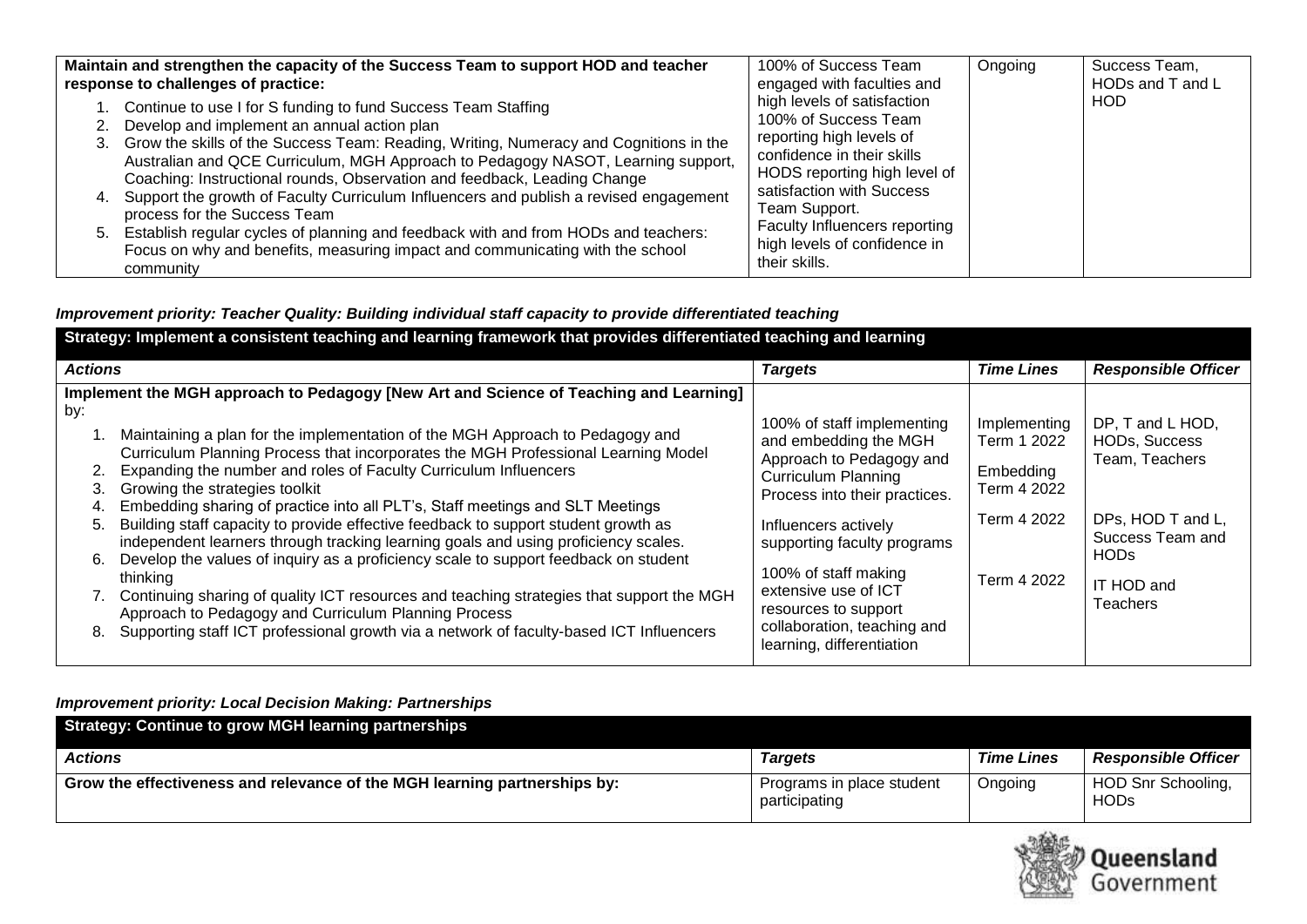| Maintain and strengthen the capacity of the Success Team to support HOD and teacher response to challenges of practice:<br>1. Continue to use I for S funding to fund Success Team Staffing<br>2. Develop and implement an annual action plan<br>3. Grow the skills of the Success Team: Reading, Writing, Numeracy and Cognitions in the Australian and QCE Curriculum, MGH Approach to Pedagogy NASOT, Learning support, Coaching: Instructional rounds, Observation and feedback, Leading Change<br>4. Support the growth of Faculty Curriculum Influencers and publish a revised engagement process for the Success Team<br>5. Establish regular cycles of planning and feedback with and from HODs and teachers: Focus on why and benefits, measuring impact and communicating with the school community | 100% of Success Team engaged with faculties and high levels of satisfaction<br>100% of Success Team reporting high levels of confidence in their skills<br>HODS reporting high level of satisfaction with Success Team Support.<br>Faculty Influencers reporting high levels of confidence in their skills. | Ongoing | Success Team, HODs and T and L HOD |
|---|---|---|---|

***Improvement priority: Teacher Quality: Building individual staff capacity to provide differentiated teaching***

| **Strategy: Implement a consistent teaching and learning framework that provides differentiated teaching and learning** | | | |
|---|---|---|---|
| ***Actions*** | ***Targets*** | ***Time Lines*** | ***Responsible Officer*** |
| **Implement the MGH approach to Pedagogy [New Art and Science of Teaching and Learning]** by:<br>1. Maintaining a plan for the implementation of the MGH Approach to Pedagogy and Curriculum Planning Process that incorporates the MGH Professional Learning Model<br>2. Expanding the number and roles of Faculty Curriculum Influencers<br>3. Growing the strategies toolkit<br>4. Embedding sharing of practice into all PLT's, Staff meetings and SLT Meetings<br>5. Building staff capacity to provide effective feedback to support student growth as independent learners through tracking learning goals and using proficiency scales.<br>6. Develop the values of inquiry as a proficiency scale to support feedback on student thinking<br>7. Continuing sharing of quality ICT resources and teaching strategies that support the MGH Approach to Pedagogy and Curriculum Planning Process<br>8. Supporting staff ICT professional growth via a network of faculty-based ICT Influencers | 100% of staff implementing and embedding the MGH Approach to Pedagogy and Curriculum Planning Process into their practices.<br><br>Influencers actively supporting faculty programs<br><br>100% of staff making extensive use of ICT resources to support collaboration, teaching and learning, differentiation | Implementing Term 1 2022<br>Embedding Term 4 2022<br><br>Term 4 2022<br><br>Term 4 2022 | DP, T and L HOD, HODs, Success Team, Teachers<br><br>DPs, HOD T and L, Success Team and HODs<br><br>IT HOD and Teachers |

***Improvement priority: Local Decision Making: Partnerships***

| **Strategy: Continue to grow MGH learning partnerships** | | | |
|---|---|---|---|
| ***Actions*** | ***Targets*** | ***Time Lines*** | ***Responsible Officer*** |
| **Grow the effectiveness and relevance of the MGH learning partnerships by:** | Programs in place student participating | Ongoing | HOD Snr Schooling, HODs |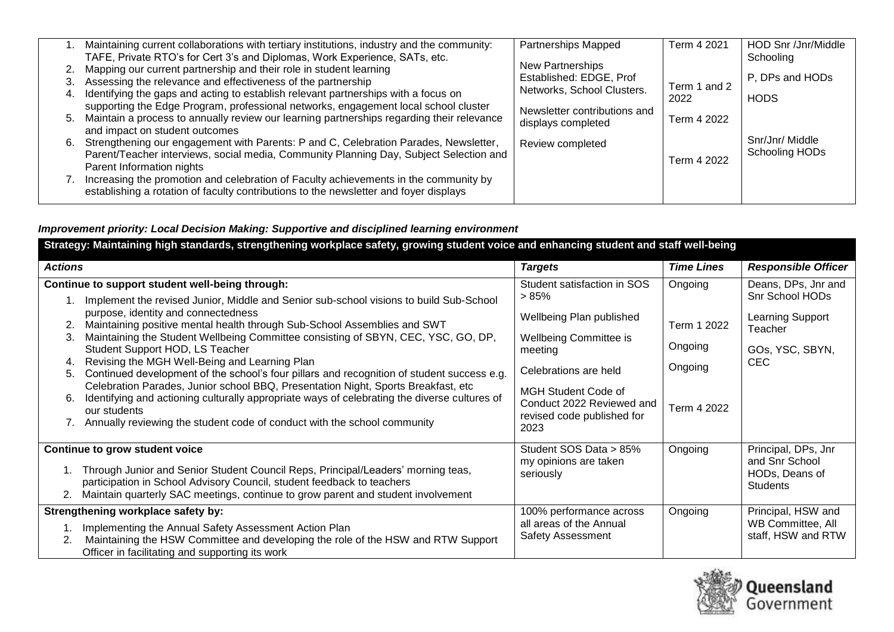| Actions | Targets | Time Lines | Responsible Officer |
|---|---|---|---|
| 1. Maintaining current collaborations with tertiary institutions, industry and the community: TAFE, Private RTO's for Cert 3's and Diplomas, Work Experience, SATs, etc.<br>2. Mapping our current partnership and their role in student learning<br>3. Assessing the relevance and effectiveness of the partnership<br>4. Identifying the gaps and acting to establish relevant partnerships with a focus on supporting the Edge Program, professional networks, engagement local school cluster<br>5. Maintain a process to annually review our learning partnerships regarding their relevance and impact on student outcomes<br>6. Strengthening our engagement with Parents: P and C, Celebration Parades, Newsletter, Parent/Teacher interviews, social media, Community Planning Day, Subject Selection and Parent Information nights<br>7. Increasing the promotion and celebration of Faculty achievements in the community by establishing a rotation of faculty contributions to the newsletter and foyer displays | Partnerships Mapped<br><br>New Partnerships Established: EDGE, Prof Networks, School Clusters.<br><br>Newsletter contributions and displays completed<br><br>Review completed | Term 4 2021<br><br>Term 1 and 2 2022<br><br>Term 4 2022<br><br>Term 4 2022 | HOD Snr /Jnr/Middle Schooling<br><br>P, DPs and HODs<br><br>HODS<br><br>Snr/Jnr/ Middle Schooling HODs |

***Improvement priority: Local Decision Making: Supportive and disciplined learning environment***

| **Strategy: Maintaining high standards, strengthening workplace safety, growing student voice and enhancing student and staff well-being** | | | |
|---|---|---|---|
| ***Actions*** | ***Targets*** | ***Time Lines*** | ***Responsible Officer*** |
| **Continue to support student well-being through:**<br>1. Implement the revised Junior, Middle and Senior sub-school visions to build Sub-School purpose, identity and connectedness<br>2. Maintaining positive mental health through Sub-School Assemblies and SWT<br>3. Maintaining the Student Wellbeing Committee consisting of SBYN, CEC, YSC, GO, DP, Student Support HOD, LS Teacher<br>4. Revising the MGH Well-Being and Learning Plan<br>5. Continued development of the school's four pillars and recognition of student success e.g. Celebration Parades, Junior school BBQ, Presentation Night, Sports Breakfast, etc<br>6. Identifying and actioning culturally appropriate ways of celebrating the diverse cultures of our students<br>7. Annually reviewing the student code of conduct with the school community | Student satisfaction in SOS > 85%<br><br>Wellbeing Plan published<br><br>Wellbeing Committee is meeting<br><br>Celebrations are held<br><br>MGH Student Code of Conduct 2022 Reviewed and revised code published for 2023 | Ongoing<br><br>Term 1 2022<br><br>Ongoing<br><br>Ongoing<br><br>Term 4 2022 | Deans, DPs, Jnr and Snr School HODs<br><br>Learning Support Teacher<br><br>GOs, YSC, SBYN, CEC |
| **Continue to grow student voice**<br>1. Through Junior and Senior Student Council Reps, Principal/Leaders' morning teas, participation in School Advisory Council, student feedback to teachers<br>2. Maintain quarterly SAC meetings, continue to grow parent and student involvement | Student SOS Data > 85% my opinions are taken seriously | Ongoing | Principal, DPs, Jnr and Snr School HODs, Deans of Students |
| **Strengthening workplace safety by:**<br>1. Implementing the Annual Safety Assessment Action Plan<br>2. Maintaining the HSW Committee and developing the role of the HSW and RTW Support Officer in facilitating and supporting its work | 100% performance across all areas of the Annual Safety Assessment | Ongoing | Principal, HSW and WB Committee, All staff, HSW and RTW |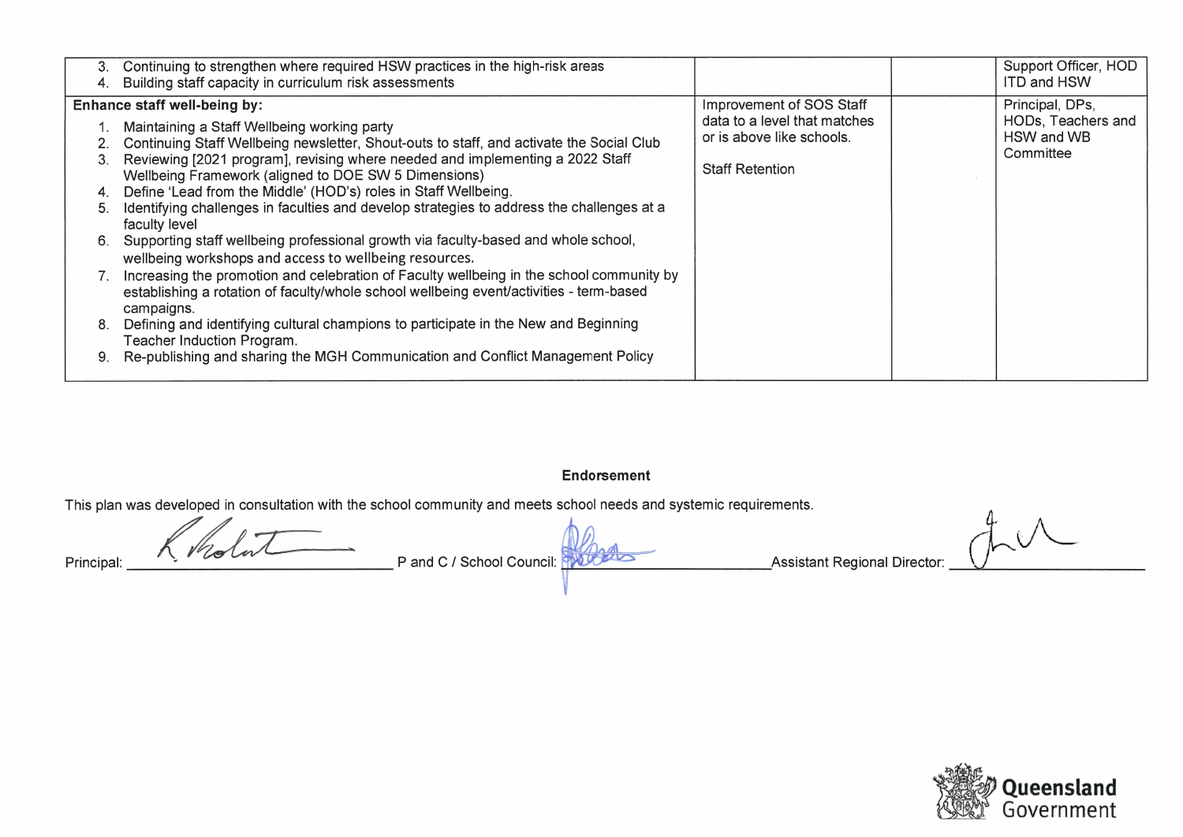| | | | |
|---|---|---|---|
| 3. Continuing to strengthen where required HSW practices in the high-risk areas<br>4. Building staff capacity in curriculum risk assessments | | | Support Officer, HOD ITD and HSW |
| **Enhance staff well-being by:**<br>1. Maintaining a Staff Wellbeing working party<br>2. Continuing Staff Wellbeing newsletter, Shout-outs to staff, and activate the Social Club<br>3. Reviewing [2021 program], revising where needed and implementing a 2022 Staff Wellbeing Framework (aligned to DOE SW 5 Dimensions)<br>4. Define 'Lead from the Middle' (HOD's) roles in Staff Wellbeing.<br>5. Identifying challenges in faculties and develop strategies to address the challenges at a faculty level<br>6. Supporting staff wellbeing professional growth via faculty-based and whole school, wellbeing workshops and access to wellbeing resources.<br>7. Increasing the promotion and celebration of Faculty wellbeing in the school community by establishing a rotation of faculty/whole school wellbeing event/activities - term-based campaigns.<br>8. Defining and identifying cultural champions to participate in the New and Beginning Teacher Induction Program.<br>9. Re-publishing and sharing the MGH Communication and Conflict Management Policy | Improvement of SOS Staff data to a level that matches or is above like schools.<br><br>Staff Retention | | Principal, DPs, HODs, Teachers and HSW and WB Committee |

**Endorsement**

This plan was developed in consultation with the school community and meets school needs and systemic requirements.

Principal: ______________________ P and C / School Council: ______________________ Assistant Regional Director: ______________________